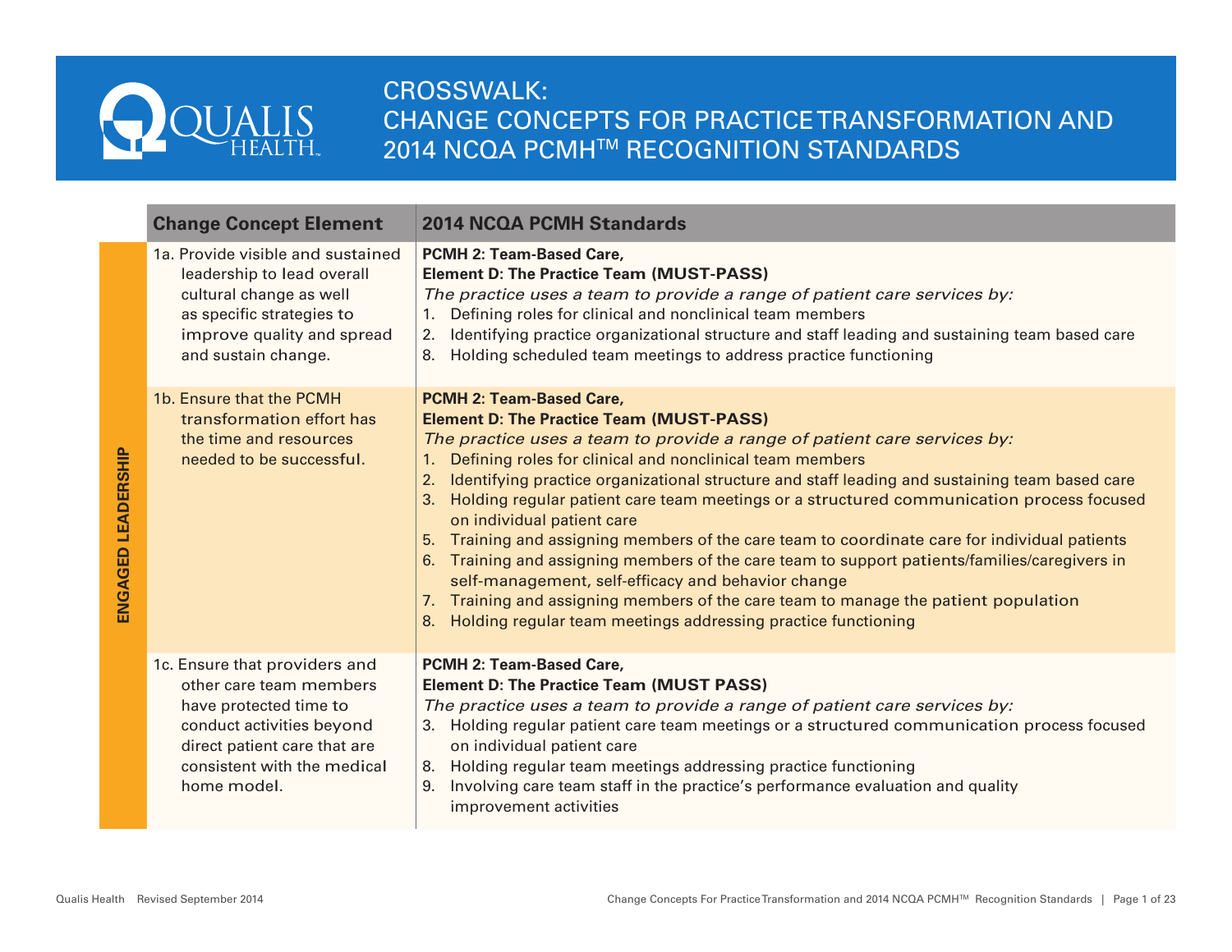# CROSSWALK: CHANGE CONCEPTS FOR PRACTICE TRANSFORMATION AND 2014 NCQA PCMH™ RECOGNITION STANDARDS

| | Change Concept Element | 2014 NCQA PCMH Standards |
|---|---|---|
| ENGAGED LEADERSHIP | 1a. Provide visible and sustained leadership to lead overall cultural change as well as specific strategies to improve quality and spread and sustain change. | **PCMH 2: Team-Based Care,**<br>**Element D: The Practice Team (MUST-PASS)**<br>*The practice uses a team to provide a range of patient care services by:*<br>1. Defining roles for clinical and nonclinical team members<br>2. Identifying practice organizational structure and staff leading and sustaining team based care<br>8. Holding scheduled team meetings to address practice functioning |
| | 1b. Ensure that the PCMH transformation effort has the time and resources needed to be successful. | **PCMH 2: Team-Based Care,**<br>**Element D: The Practice Team (MUST-PASS)**<br>*The practice uses a team to provide a range of patient care services by:*<br>1. Defining roles for clinical and nonclinical team members<br>2. Identifying practice organizational structure and staff leading and sustaining team based care<br>3. Holding regular patient care team meetings or a structured communication process focused on individual patient care<br>5. Training and assigning members of the care team to coordinate care for individual patients<br>6. Training and assigning members of the care team to support patients/families/caregivers in self-management, self-efficacy and behavior change<br>7. Training and assigning members of the care team to manage the patient population<br>8. Holding regular team meetings addressing practice functioning |
| | 1c. Ensure that providers and other care team members have protected time to conduct activities beyond direct patient care that are consistent with the medical home model. | **PCMH 2: Team-Based Care,**<br>**Element D: The Practice Team (MUST PASS)**<br>*The practice uses a team to provide a range of patient care services by:*<br>3. Holding regular patient care team meetings or a structured communication process focused on individual patient care<br>8. Holding regular team meetings addressing practice functioning<br>9. Involving care team staff in the practice's performance evaluation and quality improvement activities |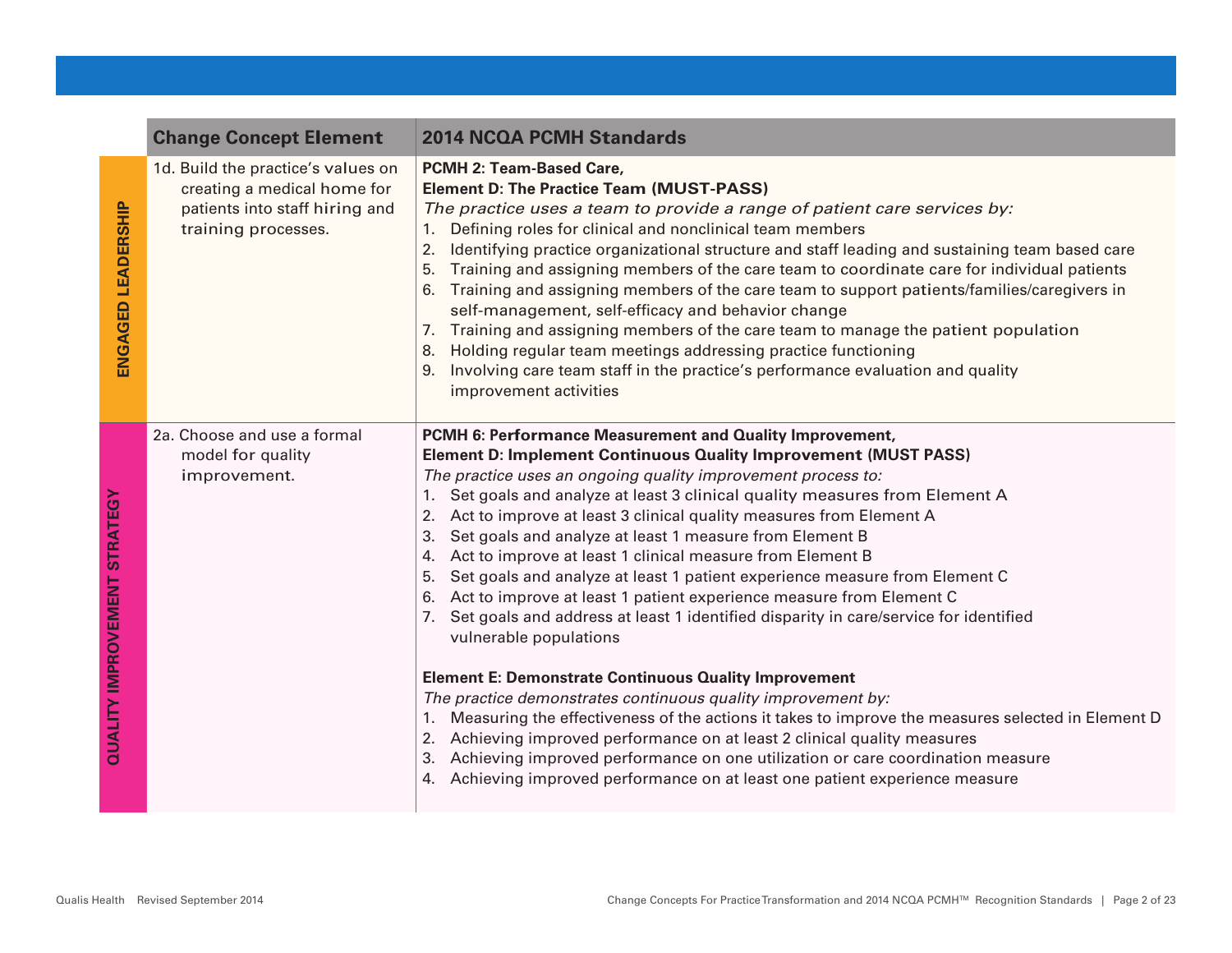| | Change Concept Element | 2014 NCQA PCMH Standards |
|---|---|---|
| ENGAGED LEADERSHIP | 1d. Build the practice's values on creating a medical home for patients into staff hiring and training processes. | **PCMH 2: Team-Based Care,**<br>**Element D: The Practice Team (MUST-PASS)**<br>*The practice uses a team to provide a range of patient care services by:*<br>1. Defining roles for clinical and nonclinical team members<br>2. Identifying practice organizational structure and staff leading and sustaining team based care<br>5. Training and assigning members of the care team to coordinate care for individual patients<br>6. Training and assigning members of the care team to support patients/families/caregivers in self-management, self-efficacy and behavior change<br>7. Training and assigning members of the care team to manage the patient population<br>8. Holding regular team meetings addressing practice functioning<br>9. Involving care team staff in the practice's performance evaluation and quality improvement activities |
| QUALITY IMPROVEMENT STRATEGY | 2a. Choose and use a formal model for quality improvement. | **PCMH 6: Performance Measurement and Quality Improvement,**<br>**Element D: Implement Continuous Quality Improvement (MUST PASS)**<br>*The practice uses an ongoing quality improvement process to:*<br>1. Set goals and analyze at least 3 clinical quality measures from Element A<br>2. Act to improve at least 3 clinical quality measures from Element A<br>3. Set goals and analyze at least 1 measure from Element B<br>4. Act to improve at least 1 clinical measure from Element B<br>5. Set goals and analyze at least 1 patient experience measure from Element C<br>6. Act to improve at least 1 patient experience measure from Element C<br>7. Set goals and address at least 1 identified disparity in care/service for identified vulnerable populations<br><br>**Element E: Demonstrate Continuous Quality Improvement**<br>*The practice demonstrates continuous quality improvement by:*<br>1. Measuring the effectiveness of the actions it takes to improve the measures selected in Element D<br>2. Achieving improved performance on at least 2 clinical quality measures<br>3. Achieving improved performance on one utilization or care coordination measure<br>4. Achieving improved performance on at least one patient experience measure |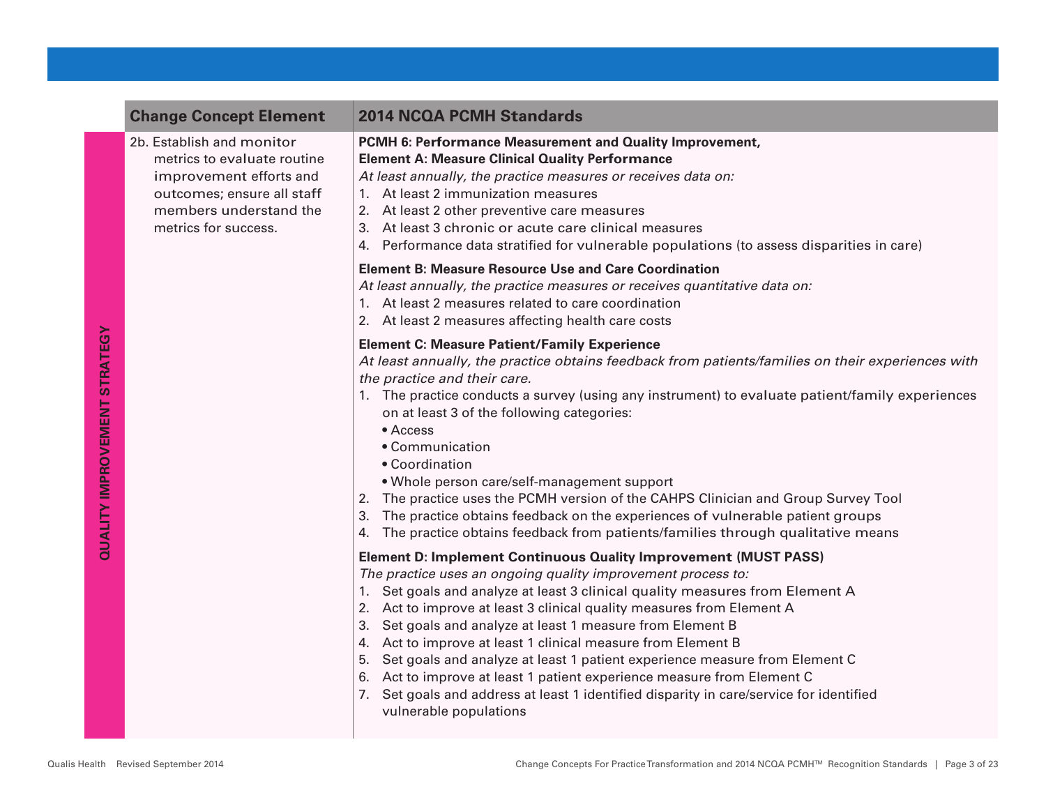**QUALITY IMPROVEMENT STRATEGY**

| Change Concept Element | 2014 NCQA PCMH Standards |
| --- | --- |
| 2b. Establish and monitor metrics to evaluate routine improvement efforts and outcomes; ensure all staff members understand the metrics for success. | **PCMH 6: Performance Measurement and Quality Improvement,**<br>**Element A: Measure Clinical Quality Performance**<br>*At least annually, the practice measures or receives data on:*<br>1. At least 2 immunization measures<br>2. At least 2 other preventive care measures<br>3. At least 3 chronic or acute care clinical measures<br>4. Performance data stratified for vulnerable populations (to assess disparities in care)<br><br>**Element B: Measure Resource Use and Care Coordination**<br>*At least annually, the practice measures or receives quantitative data on:*<br>1. At least 2 measures related to care coordination<br>2. At least 2 measures affecting health care costs<br><br>**Element C: Measure Patient/Family Experience**<br>*At least annually, the practice obtains feedback from patients/families on their experiences with the practice and their care.*<br>1. The practice conducts a survey (using any instrument) to evaluate patient/family experiences on at least 3 of the following categories:<br>• Access<br>• Communication<br>• Coordination<br>• Whole person care/self-management support<br>2. The practice uses the PCMH version of the CAHPS Clinician and Group Survey Tool<br>3. The practice obtains feedback on the experiences of vulnerable patient groups<br>4. The practice obtains feedback from patients/families through qualitative means<br><br>**Element D: Implement Continuous Quality Improvement (MUST PASS)**<br>*The practice uses an ongoing quality improvement process to:*<br>1. Set goals and analyze at least 3 clinical quality measures from Element A<br>2. Act to improve at least 3 clinical quality measures from Element A<br>3. Set goals and analyze at least 1 measure from Element B<br>4. Act to improve at least 1 clinical measure from Element B<br>5. Set goals and analyze at least 1 patient experience measure from Element C<br>6. Act to improve at least 1 patient experience measure from Element C<br>7. Set goals and address at least 1 identified disparity in care/service for identified vulnerable populations |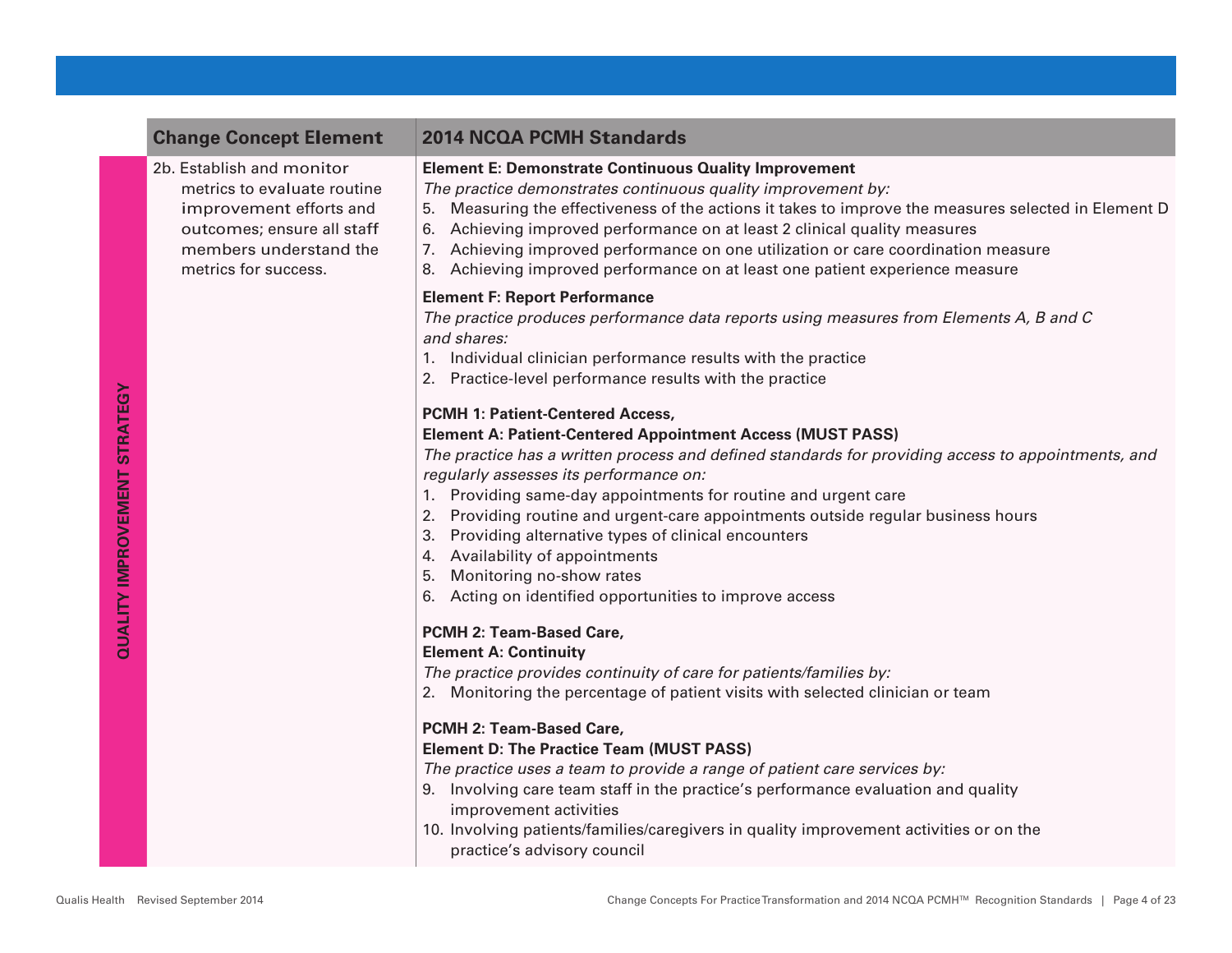**QUALITY IMPROVEMENT STRATEGY**

| Change Concept Element | 2014 NCQA PCMH Standards |
|---|---|
| 2b. Establish and monitor metrics to evaluate routine improvement efforts and outcomes; ensure all staff members understand the metrics for success. | **Element E: Demonstrate Continuous Quality Improvement**<br>*The practice demonstrates continuous quality improvement by:*<br>5. Measuring the effectiveness of the actions it takes to improve the measures selected in Element D<br>6. Achieving improved performance on at least 2 clinical quality measures<br>7. Achieving improved performance on one utilization or care coordination measure<br>8. Achieving improved performance on at least one patient experience measure<br><br>**Element F: Report Performance**<br>*The practice produces performance data reports using measures from Elements A, B and C and shares:*<br>1. Individual clinician performance results with the practice<br>2. Practice-level performance results with the practice<br><br>**PCMH 1: Patient-Centered Access,**<br>**Element A: Patient-Centered Appointment Access (MUST PASS)**<br>*The practice has a written process and defined standards for providing access to appointments, and regularly assesses its performance on:*<br>1. Providing same-day appointments for routine and urgent care<br>2. Providing routine and urgent-care appointments outside regular business hours<br>3. Providing alternative types of clinical encounters<br>4. Availability of appointments<br>5. Monitoring no-show rates<br>6. Acting on identified opportunities to improve access<br><br>**PCMH 2: Team-Based Care,**<br>**Element A: Continuity**<br>*The practice provides continuity of care for patients/families by:*<br>2. Monitoring the percentage of patient visits with selected clinician or team<br><br>**PCMH 2: Team-Based Care,**<br>**Element D: The Practice Team (MUST PASS)**<br>*The practice uses a team to provide a range of patient care services by:*<br>9. Involving care team staff in the practice's performance evaluation and quality improvement activities<br>10. Involving patients/families/caregivers in quality improvement activities or on the practice's advisory council |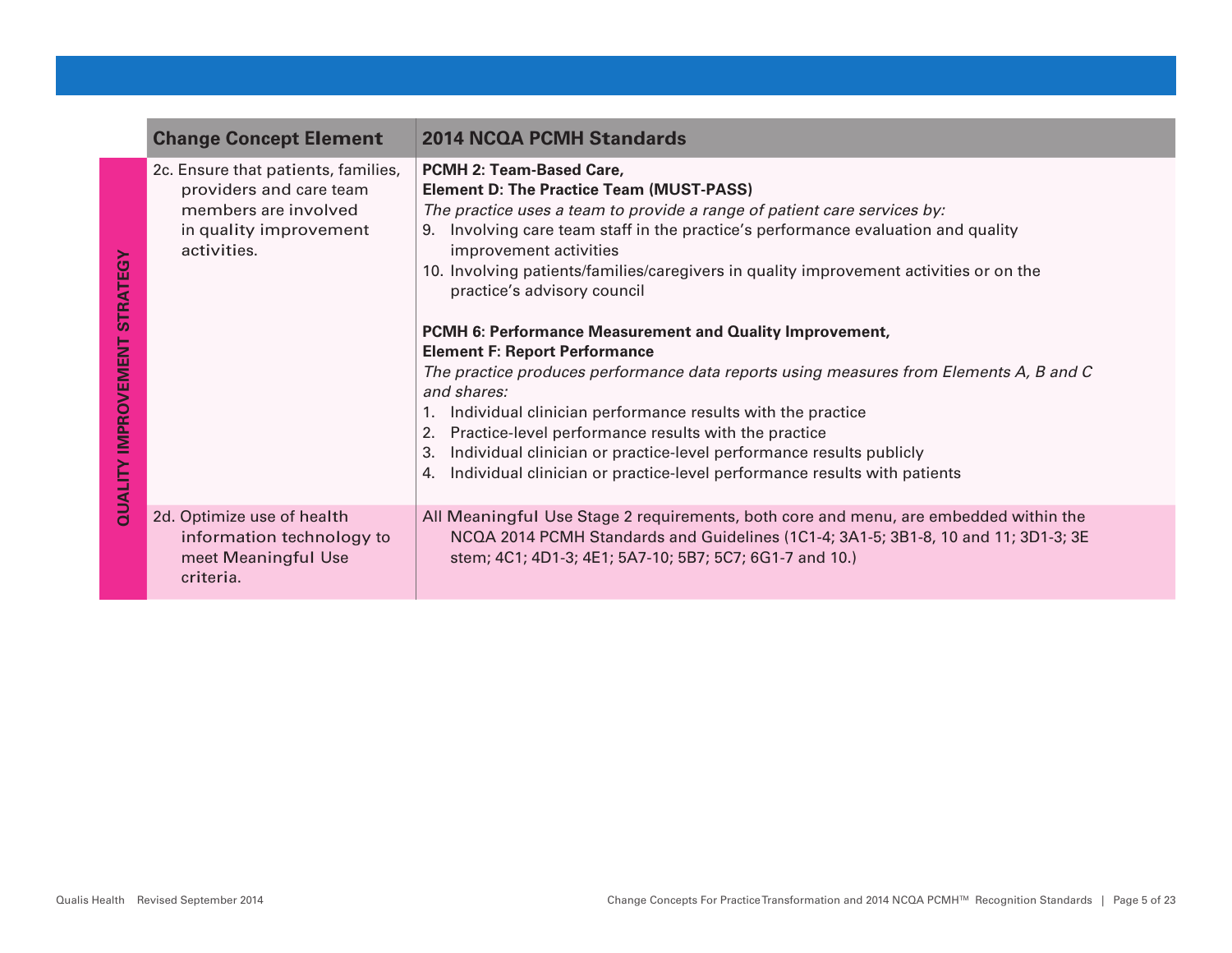| | Change Concept Element | 2014 NCQA PCMH Standards |
|---|---|---|
| **QUALITY IMPROVEMENT STRATEGY** | 2c. Ensure that patients, families, providers and care team members are involved in quality improvement activities. | **PCMH 2: Team-Based Care,**<br>**Element D: The Practice Team (MUST-PASS)**<br>*The practice uses a team to provide a range of patient care services by:*<br>9. Involving care team staff in the practice's performance evaluation and quality improvement activities<br>10. Involving patients/families/caregivers in quality improvement activities or on the practice's advisory council<br><br>**PCMH 6: Performance Measurement and Quality Improvement,**<br>**Element F: Report Performance**<br>*The practice produces performance data reports using measures from Elements A, B and C and shares:*<br>1. Individual clinician performance results with the practice<br>2. Practice-level performance results with the practice<br>3. Individual clinician or practice-level performance results publicly<br>4. Individual clinician or practice-level performance results with patients |
| | 2d. Optimize use of health information technology to meet Meaningful Use criteria. | All Meaningful Use Stage 2 requirements, both core and menu, are embedded within the NCQA 2014 PCMH Standards and Guidelines (1C1-4; 3A1-5; 3B1-8, 10 and 11; 3D1-3; 3E stem; 4C1; 4D1-3; 4E1; 5A7-10; 5B7; 5C7; 6G1-7 and 10.) |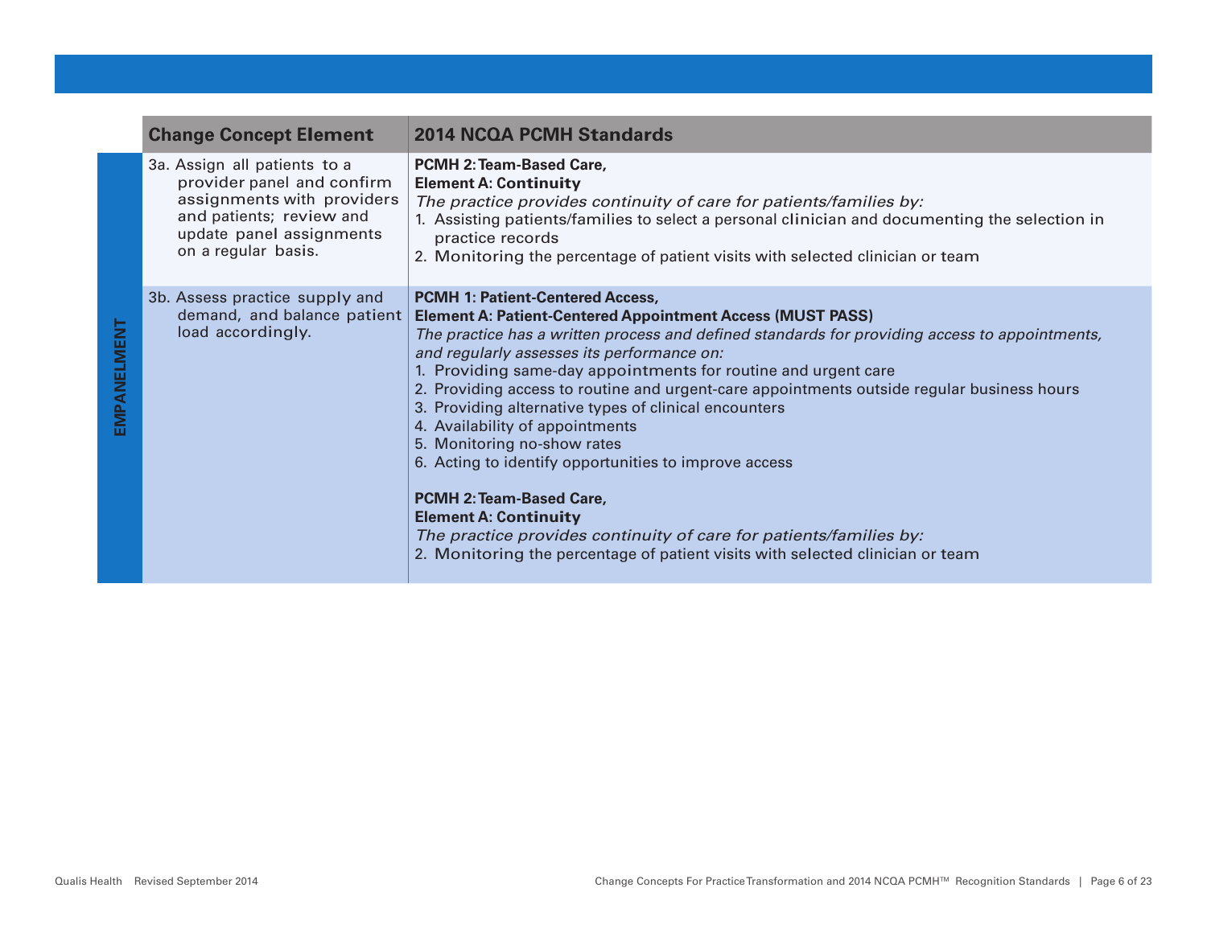| | Change Concept Element | 2014 NCQA PCMH Standards |
|---|---|---|
| **EMPANELMENT** | 3a. Assign all patients to a provider panel and confirm assignments with providers and patients; review and update panel assignments on a regular basis. | **PCMH 2: Team-Based Care,**<br>**Element A: Continuity**<br>*The practice provides continuity of care for patients/families by:*<br>1. Assisting patients/families to select a personal clinician and documenting the selection in practice records<br>2. Monitoring the percentage of patient visits with selected clinician or team |
| | 3b. Assess practice supply and demand, and balance patient load accordingly. | **PCMH 1: Patient-Centered Access,**<br>**Element A: Patient-Centered Appointment Access (MUST PASS)**<br>*The practice has a written process and defined standards for providing access to appointments, and regularly assesses its performance on:*<br>1. Providing same-day appointments for routine and urgent care<br>2. Providing access to routine and urgent-care appointments outside regular business hours<br>3. Providing alternative types of clinical encounters<br>4. Availability of appointments<br>5. Monitoring no-show rates<br>6. Acting to identify opportunities to improve access<br><br>**PCMH 2: Team-Based Care,**<br>**Element A: Continuity**<br>*The practice provides continuity of care for patients/families by:*<br>2. Monitoring the percentage of patient visits with selected clinician or team |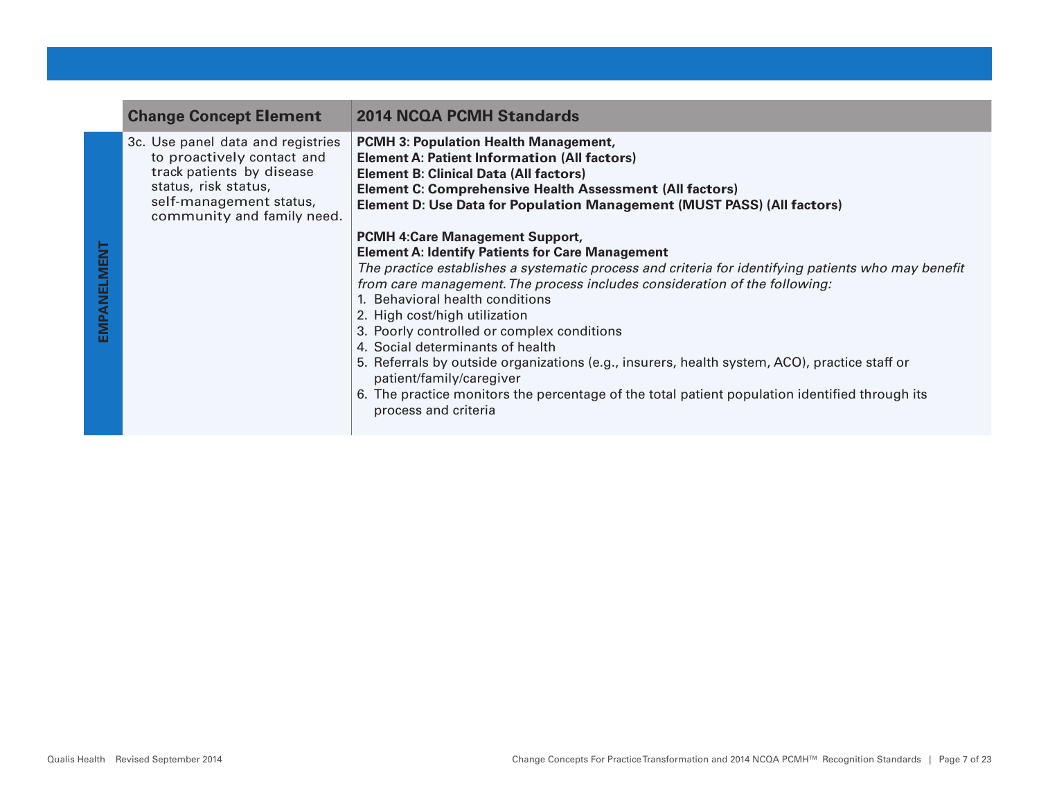| | Change Concept Element | 2014 NCQA PCMH Standards |
|---|---|---|
| **EMPANELMENT** | 3c. Use panel data and registries to proactively contact and track patients by disease status, risk status, self-management status, community and family need. | **PCMH 3: Population Health Management,**<br>**Element A: Patient Information (All factors)**<br>**Element B: Clinical Data (All factors)**<br>**Element C: Comprehensive Health Assessment (All factors)**<br>**Element D: Use Data for Population Management (MUST PASS) (All factors)**<br><br>**PCMH 4:Care Management Support,**<br>**Element A: Identify Patients for Care Management**<br>*The practice establishes a systematic process and criteria for identifying patients who may benefit from care management. The process includes consideration of the following:*<br>1. Behavioral health conditions<br>2. High cost/high utilization<br>3. Poorly controlled or complex conditions<br>4. Social determinants of health<br>5. Referrals by outside organizations (e.g., insurers, health system, ACO), practice staff or patient/family/caregiver<br>6. The practice monitors the percentage of the total patient population identified through its process and criteria |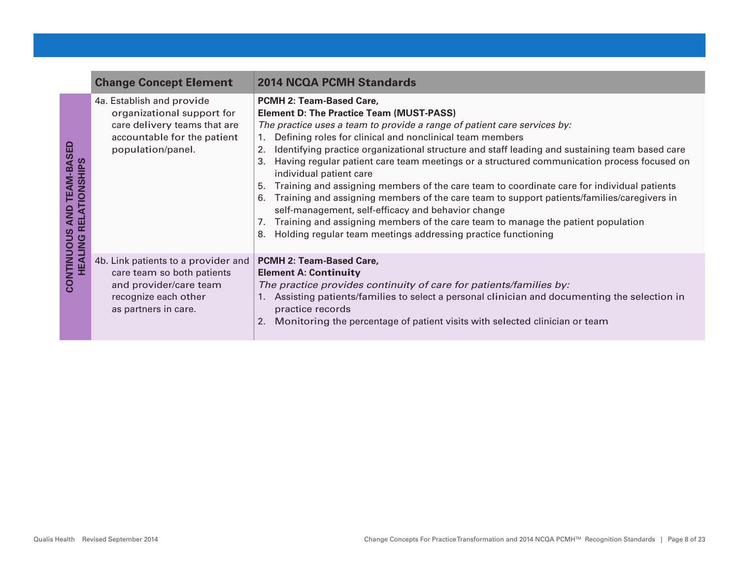| | Change Concept Element | 2014 NCQA PCMH Standards |
|---|---|---|
| **CONTINUOUS AND TEAM-BASED HEALING RELATIONSHIPS** | 4a. Establish and provide organizational support for care delivery teams that are accountable for the patient population/panel. | **PCMH 2: Team-Based Care,**<br>**Element D: The Practice Team (MUST-PASS)**<br>*The practice uses a team to provide a range of patient care services by:*<br>1. Defining roles for clinical and nonclinical team members<br>2. Identifying practice organizational structure and staff leading and sustaining team based care<br>3. Having regular patient care team meetings or a structured communication process focused on individual patient care<br>5. Training and assigning members of the care team to coordinate care for individual patients<br>6. Training and assigning members of the care team to support patients/families/caregivers in self-management, self-efficacy and behavior change<br>7. Training and assigning members of the care team to manage the patient population<br>8. Holding regular team meetings addressing practice functioning |
| | 4b. Link patients to a provider and care team so both patients and provider/care team recognize each other as partners in care. | **PCMH 2: Team-Based Care,**<br>**Element A: Continuity**<br>*The practice provides continuity of care for patients/families by:*<br>1. Assisting patients/families to select a personal clinician and documenting the selection in practice records<br>2. Monitoring the percentage of patient visits with selected clinician or team |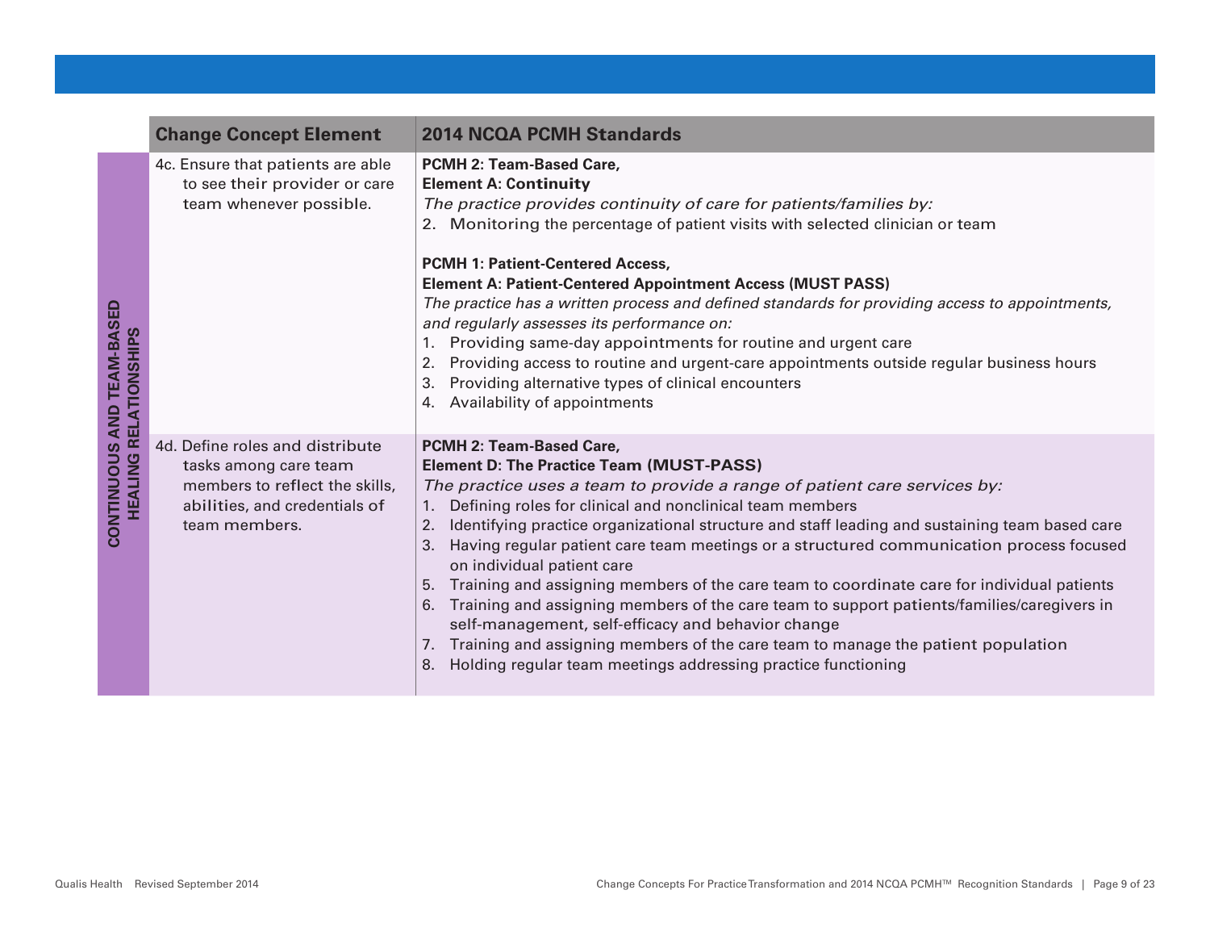| | Change Concept Element | 2014 NCQA PCMH Standards |
|---|---|---|
| **CONTINUOUS AND TEAM-BASED HEALING RELATIONSHIPS** | 4c. Ensure that patients are able to see their provider or care team whenever possible. | **PCMH 2: Team-Based Care,**<br>**Element A: Continuity**<br>*The practice provides continuity of care for patients/families by:*<br>2. Monitoring the percentage of patient visits with selected clinician or team<br><br>**PCMH 1: Patient-Centered Access,**<br>**Element A: Patient-Centered Appointment Access (MUST PASS)**<br>*The practice has a written process and defined standards for providing access to appointments, and regularly assesses its performance on:*<br>1. Providing same-day appointments for routine and urgent care<br>2. Providing access to routine and urgent-care appointments outside regular business hours<br>3. Providing alternative types of clinical encounters<br>4. Availability of appointments |
| | 4d. Define roles and distribute tasks among care team members to reflect the skills, abilities, and credentials of team members. | **PCMH 2: Team-Based Care,**<br>**Element D: The Practice Team (MUST-PASS)**<br>*The practice uses a team to provide a range of patient care services by:*<br>1. Defining roles for clinical and nonclinical team members<br>2. Identifying practice organizational structure and staff leading and sustaining team based care<br>3. Having regular patient care team meetings or a structured communication process focused on individual patient care<br>5. Training and assigning members of the care team to coordinate care for individual patients<br>6. Training and assigning members of the care team to support patients/families/caregivers in self-management, self-efficacy and behavior change<br>7. Training and assigning members of the care team to manage the patient population<br>8. Holding regular team meetings addressing practice functioning |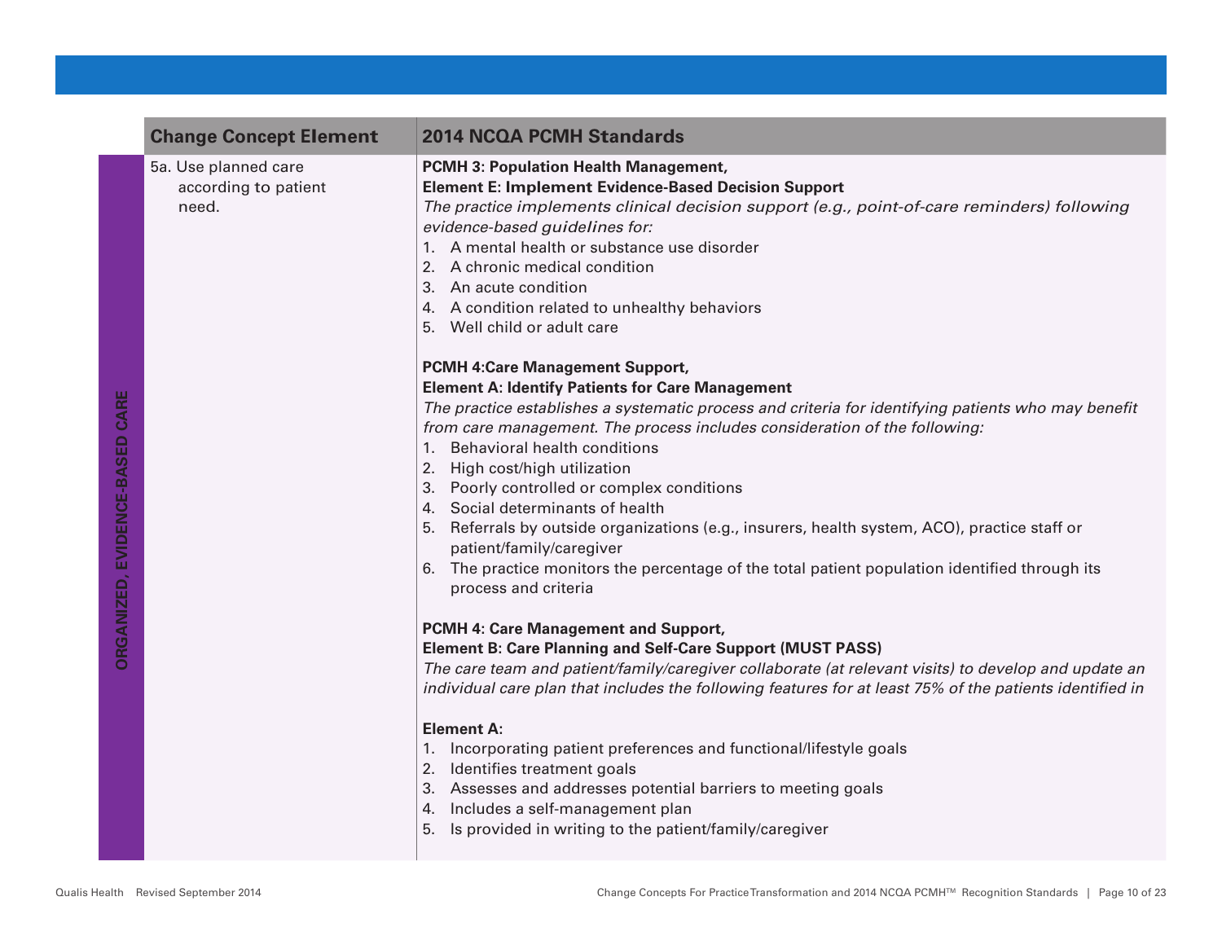| | Change Concept Element | 2014 NCQA PCMH Standards |
|---|---|---|
| ORGANIZED, EVIDENCE-BASED CARE | 5a. Use planned care according to patient need. | **PCMH 3: Population Health Management,**<br>**Element E: Implement Evidence-Based Decision Support**<br>*The practice implements clinical decision support (e.g., point-of-care reminders) following evidence-based guidelines for:*<br>1. A mental health or substance use disorder<br>2. A chronic medical condition<br>3. An acute condition<br>4. A condition related to unhealthy behaviors<br>5. Well child or adult care<br><br>**PCMH 4:Care Management Support,**<br>**Element A: Identify Patients for Care Management**<br>*The practice establishes a systematic process and criteria for identifying patients who may benefit from care management. The process includes consideration of the following:*<br>1. Behavioral health conditions<br>2. High cost/high utilization<br>3. Poorly controlled or complex conditions<br>4. Social determinants of health<br>5. Referrals by outside organizations (e.g., insurers, health system, ACO), practice staff or patient/family/caregiver<br>6. The practice monitors the percentage of the total patient population identified through its process and criteria<br><br>**PCMH 4: Care Management and Support,**<br>**Element B: Care Planning and Self-Care Support (MUST PASS)**<br>*The care team and patient/family/caregiver collaborate (at relevant visits) to develop and update an individual care plan that includes the following features for at least 75% of the patients identified in*<br><br>**Element A:**<br>1. Incorporating patient preferences and functional/lifestyle goals<br>2. Identifies treatment goals<br>3. Assesses and addresses potential barriers to meeting goals<br>4. Includes a self-management plan<br>5. Is provided in writing to the patient/family/caregiver |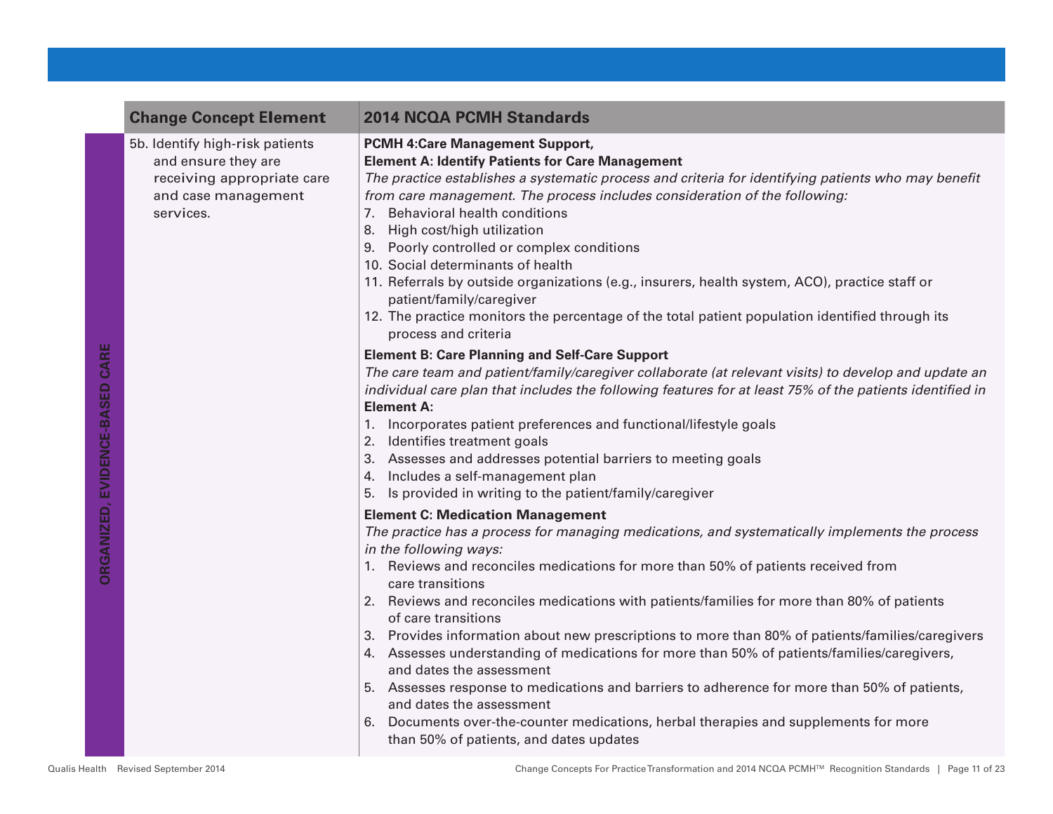| | Change Concept Element | 2014 NCQA PCMH Standards |
|---|---|---|
| ORGANIZED, EVIDENCE-BASED CARE | 5b. Identify high-risk patients and ensure they are receiving appropriate care and case management services. | **PCMH 4:Care Management Support,**<br>**Element A: Identify Patients for Care Management**<br>*The practice establishes a systematic process and criteria for identifying patients who may benefit from care management. The process includes consideration of the following:*<br>7. Behavioral health conditions<br>8. High cost/high utilization<br>9. Poorly controlled or complex conditions<br>10. Social determinants of health<br>11. Referrals by outside organizations (e.g., insurers, health system, ACO), practice staff or patient/family/caregiver<br>12. The practice monitors the percentage of the total patient population identified through its process and criteria<br><br>**Element B: Care Planning and Self-Care Support**<br>*The care team and patient/family/caregiver collaborate (at relevant visits) to develop and update an individual care plan that includes the following features for at least 75% of the patients identified in* **Element A:**<br>1. Incorporates patient preferences and functional/lifestyle goals<br>2. Identifies treatment goals<br>3. Assesses and addresses potential barriers to meeting goals<br>4. Includes a self-management plan<br>5. Is provided in writing to the patient/family/caregiver<br><br>**Element C: Medication Management**<br>*The practice has a process for managing medications, and systematically implements the process in the following ways:*<br>1. Reviews and reconciles medications for more than 50% of patients received from care transitions<br>2. Reviews and reconciles medications with patients/families for more than 80% of patients of care transitions<br>3. Provides information about new prescriptions to more than 80% of patients/families/caregivers<br>4. Assesses understanding of medications for more than 50% of patients/families/caregivers, and dates the assessment<br>5. Assesses response to medications and barriers to adherence for more than 50% of patients, and dates the assessment<br>6. Documents over-the-counter medications, herbal therapies and supplements for more than 50% of patients, and dates updates |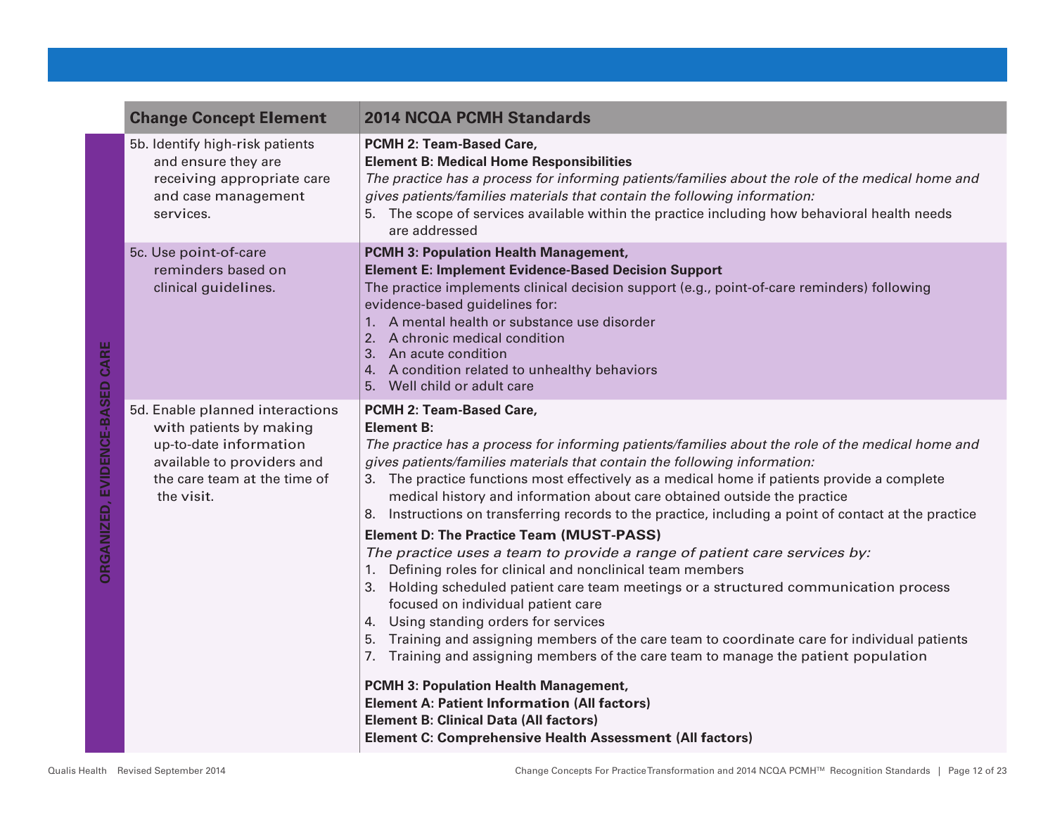| | Change Concept Element | 2014 NCQA PCMH Standards |
|---|---|---|
| ORGANIZED, EVIDENCE-BASED CARE | 5b. Identify high-risk patients and ensure they are receiving appropriate care and case management services. | **PCMH 2: Team-Based Care,**<br>**Element B: Medical Home Responsibilities**<br>*The practice has a process for informing patients/families about the role of the medical home and gives patients/families materials that contain the following information:*<br>5. The scope of services available within the practice including how behavioral health needs are addressed |
| | 5c. Use point-of-care reminders based on clinical guidelines. | **PCMH 3: Population Health Management,**<br>**Element E: Implement Evidence-Based Decision Support**<br>The practice implements clinical decision support (e.g., point-of-care reminders) following evidence-based guidelines for:<br>1. A mental health or substance use disorder<br>2. A chronic medical condition<br>3. An acute condition<br>4. A condition related to unhealthy behaviors<br>5. Well child or adult care |
| | 5d. Enable planned interactions with patients by making up-to-date information available to providers and the care team at the time of the visit. | **PCMH 2: Team-Based Care,**<br>**Element B:**<br>*The practice has a process for informing patients/families about the role of the medical home and gives patients/families materials that contain the following information:*<br>3. The practice functions most effectively as a medical home if patients provide a complete medical history and information about care obtained outside the practice<br>8. Instructions on transferring records to the practice, including a point of contact at the practice<br>**Element D: The Practice Team (MUST-PASS)**<br>*The practice uses a team to provide a range of patient care services by:*<br>1. Defining roles for clinical and nonclinical team members<br>3. Holding scheduled patient care team meetings or a structured communication process focused on individual patient care<br>4. Using standing orders for services<br>5. Training and assigning members of the care team to coordinate care for individual patients<br>7. Training and assigning members of the care team to manage the patient population<br><br>**PCMH 3: Population Health Management,**<br>**Element A: Patient Information (All factors)**<br>**Element B: Clinical Data (All factors)**<br>**Element C: Comprehensive Health Assessment (All factors)** |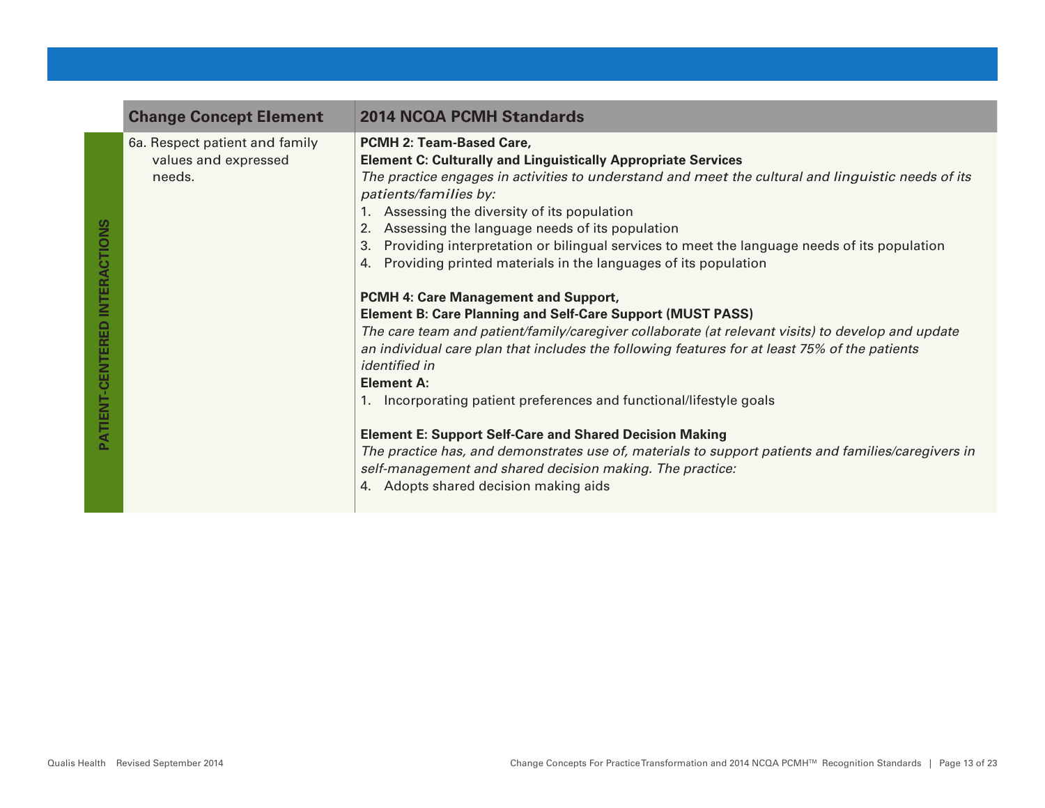| | Change Concept Element | 2014 NCQA PCMH Standards |
|---|---|---|
| **PATIENT-CENTERED INTERACTIONS** | 6a. Respect patient and family values and expressed needs. | **PCMH 2: Team-Based Care,**<br>**Element C: Culturally and Linguistically Appropriate Services**<br>*The practice engages in activities to understand and meet the cultural and linguistic needs of its patients/families by:*<br>1. Assessing the diversity of its population<br>2. Assessing the language needs of its population<br>3. Providing interpretation or bilingual services to meet the language needs of its population<br>4. Providing printed materials in the languages of its population<br><br>**PCMH 4: Care Management and Support,**<br>**Element B: Care Planning and Self-Care Support (MUST PASS)**<br>*The care team and patient/family/caregiver collaborate (at relevant visits) to develop and update an individual care plan that includes the following features for at least 75% of the patients identified in*<br>**Element A:**<br>1. Incorporating patient preferences and functional/lifestyle goals<br><br>**Element E: Support Self-Care and Shared Decision Making**<br>*The practice has, and demonstrates use of, materials to support patients and families/caregivers in self-management and shared decision making. The practice:*<br>4. Adopts shared decision making aids |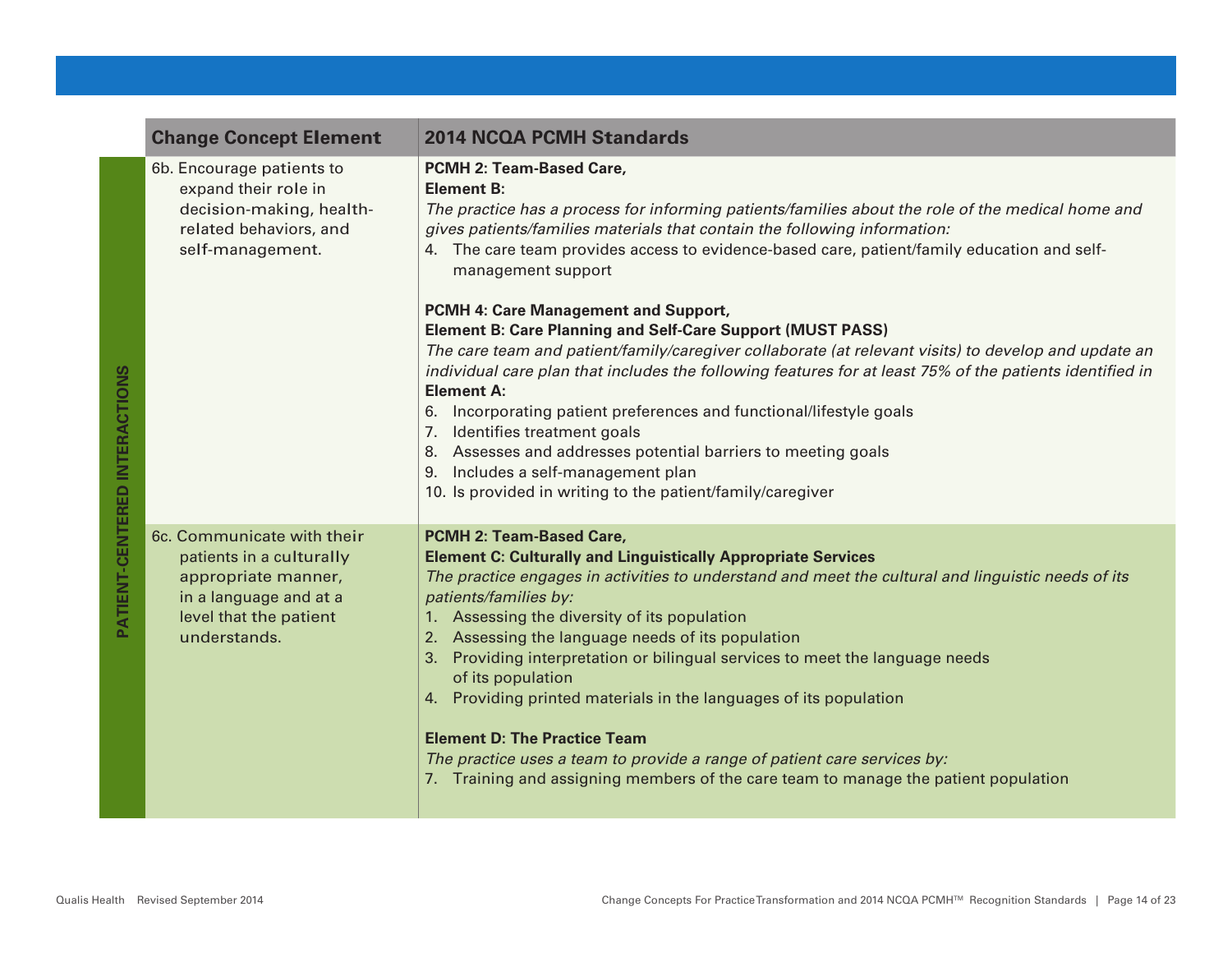| | Change Concept Element | 2014 NCQA PCMH Standards |
|---|---|---|
| **PATIENT-CENTERED INTERACTIONS** | 6b. Encourage patients to expand their role in decision-making, health-related behaviors, and self-management. | **PCMH 2: Team-Based Care,**<br>**Element B:**<br>*The practice has a process for informing patients/families about the role of the medical home and gives patients/families materials that contain the following information:*<br>4. The care team provides access to evidence-based care, patient/family education and self-management support<br><br>**PCMH 4: Care Management and Support,**<br>**Element B: Care Planning and Self-Care Support (MUST PASS)**<br>*The care team and patient/family/caregiver collaborate (at relevant visits) to develop and update an individual care plan that includes the following features for at least 75% of the patients identified in* **Element A:**<br>6. Incorporating patient preferences and functional/lifestyle goals<br>7. Identifies treatment goals<br>8. Assesses and addresses potential barriers to meeting goals<br>9. Includes a self-management plan<br>10. Is provided in writing to the patient/family/caregiver |
| | 6c. Communicate with their patients in a culturally appropriate manner, in a language and at a level that the patient understands. | **PCMH 2: Team-Based Care,**<br>**Element C: Culturally and Linguistically Appropriate Services**<br>*The practice engages in activities to understand and meet the cultural and linguistic needs of its patients/families by:*<br>1. Assessing the diversity of its population<br>2. Assessing the language needs of its population<br>3. Providing interpretation or bilingual services to meet the language needs of its population<br>4. Providing printed materials in the languages of its population<br><br>**Element D: The Practice Team**<br>*The practice uses a team to provide a range of patient care services by:*<br>7. Training and assigning members of the care team to manage the patient population |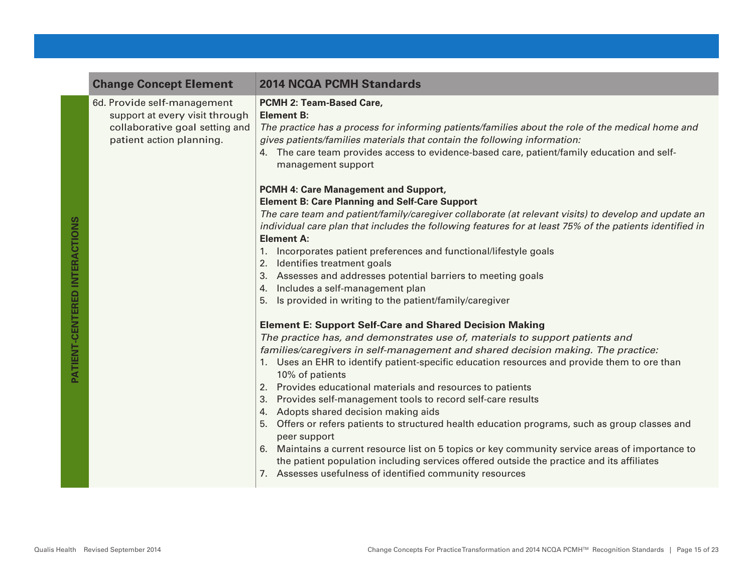| | Change Concept Element | 2014 NCQA PCMH Standards |
|---|---|---|
| **PATIENT-CENTERED INTERACTIONS** | 6d. Provide self-management support at every visit through collaborative goal setting and patient action planning. | **PCMH 2: Team-Based Care,**<br>**Element B:**<br>*The practice has a process for informing patients/families about the role of the medical home and gives patients/families materials that contain the following information:*<br>4. The care team provides access to evidence-based care, patient/family education and self-management support<br><br>**PCMH 4: Care Management and Support,**<br>**Element B: Care Planning and Self-Care Support**<br>*The care team and patient/family/caregiver collaborate (at relevant visits) to develop and update an individual care plan that includes the following features for at least 75% of the patients identified in* **Element A:**<br>1. Incorporates patient preferences and functional/lifestyle goals<br>2. Identifies treatment goals<br>3. Assesses and addresses potential barriers to meeting goals<br>4. Includes a self-management plan<br>5. Is provided in writing to the patient/family/caregiver<br><br>**Element E: Support Self-Care and Shared Decision Making**<br>*The practice has, and demonstrates use of, materials to support patients and families/caregivers in self-management and shared decision making. The practice:*<br>1. Uses an EHR to identify patient-specific education resources and provide them to ore than 10% of patients<br>2. Provides educational materials and resources to patients<br>3. Provides self-management tools to record self-care results<br>4. Adopts shared decision making aids<br>5. Offers or refers patients to structured health education programs, such as group classes and peer support<br>6. Maintains a current resource list on 5 topics or key community service areas of importance to the patient population including services offered outside the practice and its affiliates<br>7. Assesses usefulness of identified community resources |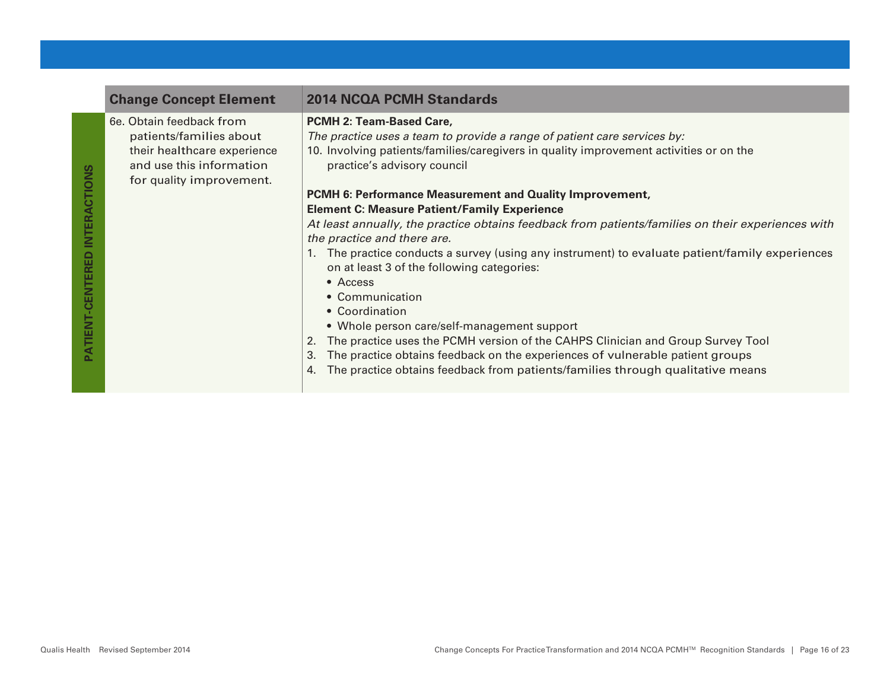| | Change Concept Element | 2014 NCQA PCMH Standards |
|---|---|---|
| **PATIENT-CENTERED INTERACTIONS** | 6e. Obtain feedback from patients/families about their healthcare experience and use this information for quality improvement. | **PCMH 2: Team-Based Care,**<br>*The practice uses a team to provide a range of patient care services by:*<br>10. Involving patients/families/caregivers in quality improvement activities or on the practice's advisory council<br><br>**PCMH 6: Performance Measurement and Quality Improvement,**<br>**Element C: Measure Patient/Family Experience**<br>*At least annually, the practice obtains feedback from patients/families on their experiences with the practice and there are.*<br>1. The practice conducts a survey (using any instrument) to evaluate patient/family experiences on at least 3 of the following categories:<br>• Access<br>• Communication<br>• Coordination<br>• Whole person care/self-management support<br>2. The practice uses the PCMH version of the CAHPS Clinician and Group Survey Tool<br>3. The practice obtains feedback on the experiences of vulnerable patient groups<br>4. The practice obtains feedback from patients/families through qualitative means |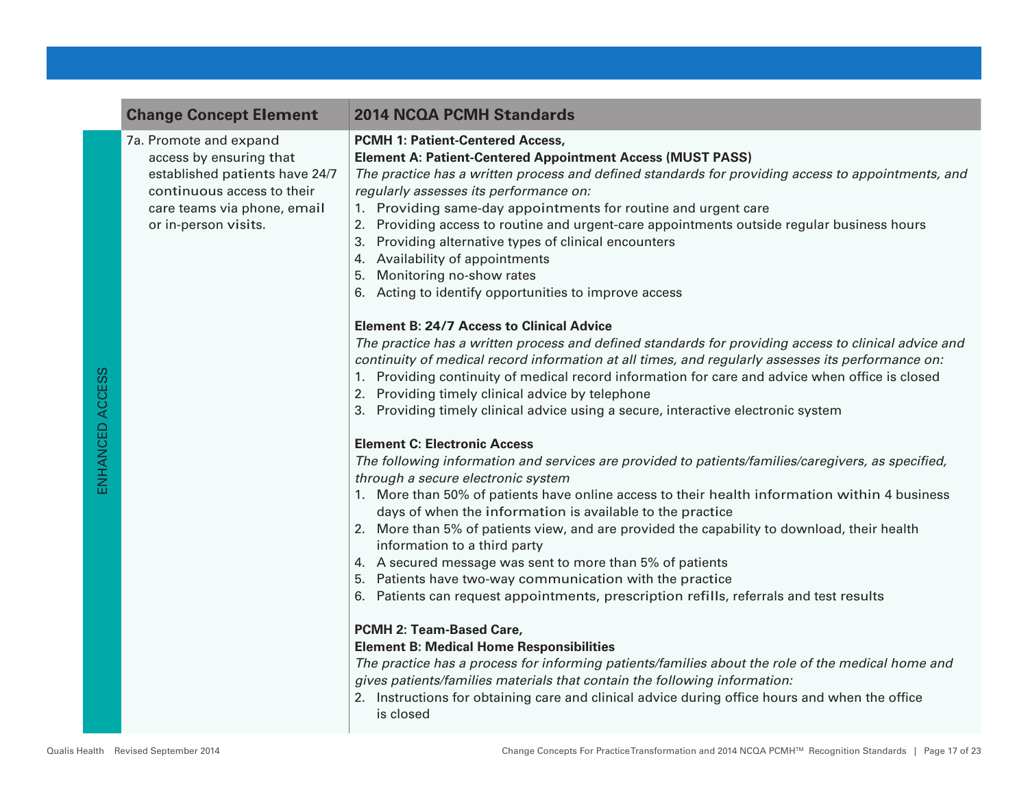| | Change Concept Element | 2014 NCQA PCMH Standards |
|---|---|---|
| ENHANCED ACCESS | 7a. Promote and expand access by ensuring that established patients have 24/7 continuous access to their care teams via phone, email or in-person visits. | **PCMH 1: Patient-Centered Access,**<br>**Element A: Patient-Centered Appointment Access (MUST PASS)**<br>*The practice has a written process and defined standards for providing access to appointments, and regularly assesses its performance on:*<br>1. Providing same-day appointments for routine and urgent care<br>2. Providing access to routine and urgent-care appointments outside regular business hours<br>3. Providing alternative types of clinical encounters<br>4. Availability of appointments<br>5. Monitoring no-show rates<br>6. Acting to identify opportunities to improve access<br><br>**Element B: 24/7 Access to Clinical Advice**<br>*The practice has a written process and defined standards for providing access to clinical advice and continuity of medical record information at all times, and regularly assesses its performance on:*<br>1. Providing continuity of medical record information for care and advice when office is closed<br>2. Providing timely clinical advice by telephone<br>3. Providing timely clinical advice using a secure, interactive electronic system<br><br>**Element C: Electronic Access**<br>*The following information and services are provided to patients/families/caregivers, as specified, through a secure electronic system*<br>1. More than 50% of patients have online access to their health information within 4 business days of when the information is available to the practice<br>2. More than 5% of patients view, and are provided the capability to download, their health information to a third party<br>4. A secured message was sent to more than 5% of patients<br>5. Patients have two-way communication with the practice<br>6. Patients can request appointments, prescription refills, referrals and test results<br><br>**PCMH 2: Team-Based Care,**<br>**Element B: Medical Home Responsibilities**<br>*The practice has a process for informing patients/families about the role of the medical home and gives patients/families materials that contain the following information:*<br>2. Instructions for obtaining care and clinical advice during office hours and when the office is closed |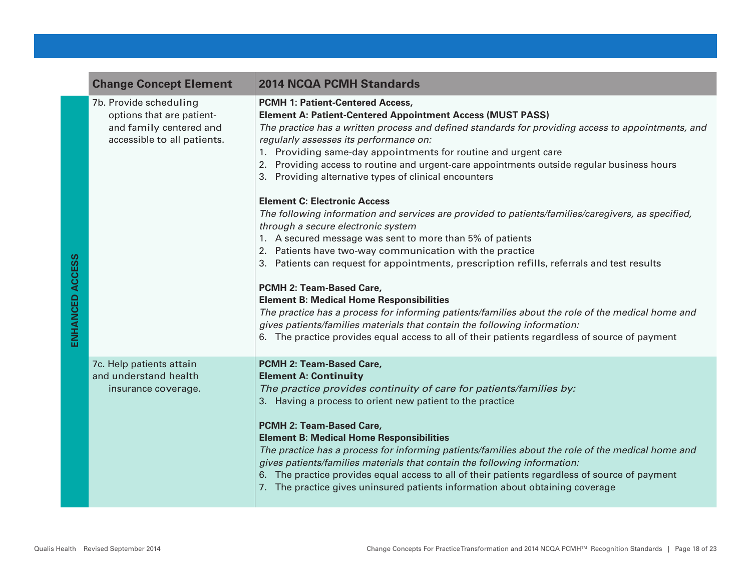| | Change Concept Element | 2014 NCQA PCMH Standards |
|---|---|---|
| ENHANCED ACCESS | 7b. Provide scheduling options that are patient- and family centered and accessible to all patients. | **PCMH 1: Patient-Centered Access,**<br>**Element A: Patient-Centered Appointment Access (MUST PASS)**<br>*The practice has a written process and defined standards for providing access to appointments, and regularly assesses its performance on:*<br>1. Providing same-day appointments for routine and urgent care<br>2. Providing access to routine and urgent-care appointments outside regular business hours<br>3. Providing alternative types of clinical encounters<br><br>**Element C: Electronic Access**<br>*The following information and services are provided to patients/families/caregivers, as specified, through a secure electronic system*<br>1. A secured message was sent to more than 5% of patients<br>2. Patients have two-way communication with the practice<br>3. Patients can request for appointments, prescription refills, referrals and test results<br><br>**PCMH 2: Team-Based Care,**<br>**Element B: Medical Home Responsibilities**<br>*The practice has a process for informing patients/families about the role of the medical home and gives patients/families materials that contain the following information:*<br>6. The practice provides equal access to all of their patients regardless of source of payment |
| | 7c. Help patients attain and understand health insurance coverage. | **PCMH 2: Team-Based Care,**<br>**Element A: Continuity**<br>*The practice provides continuity of care for patients/families by:*<br>3. Having a process to orient new patient to the practice<br><br>**PCMH 2: Team-Based Care,**<br>**Element B: Medical Home Responsibilities**<br>*The practice has a process for informing patients/families about the role of the medical home and gives patients/families materials that contain the following information:*<br>6. The practice provides equal access to all of their patients regardless of source of payment<br>7. The practice gives uninsured patients information about obtaining coverage |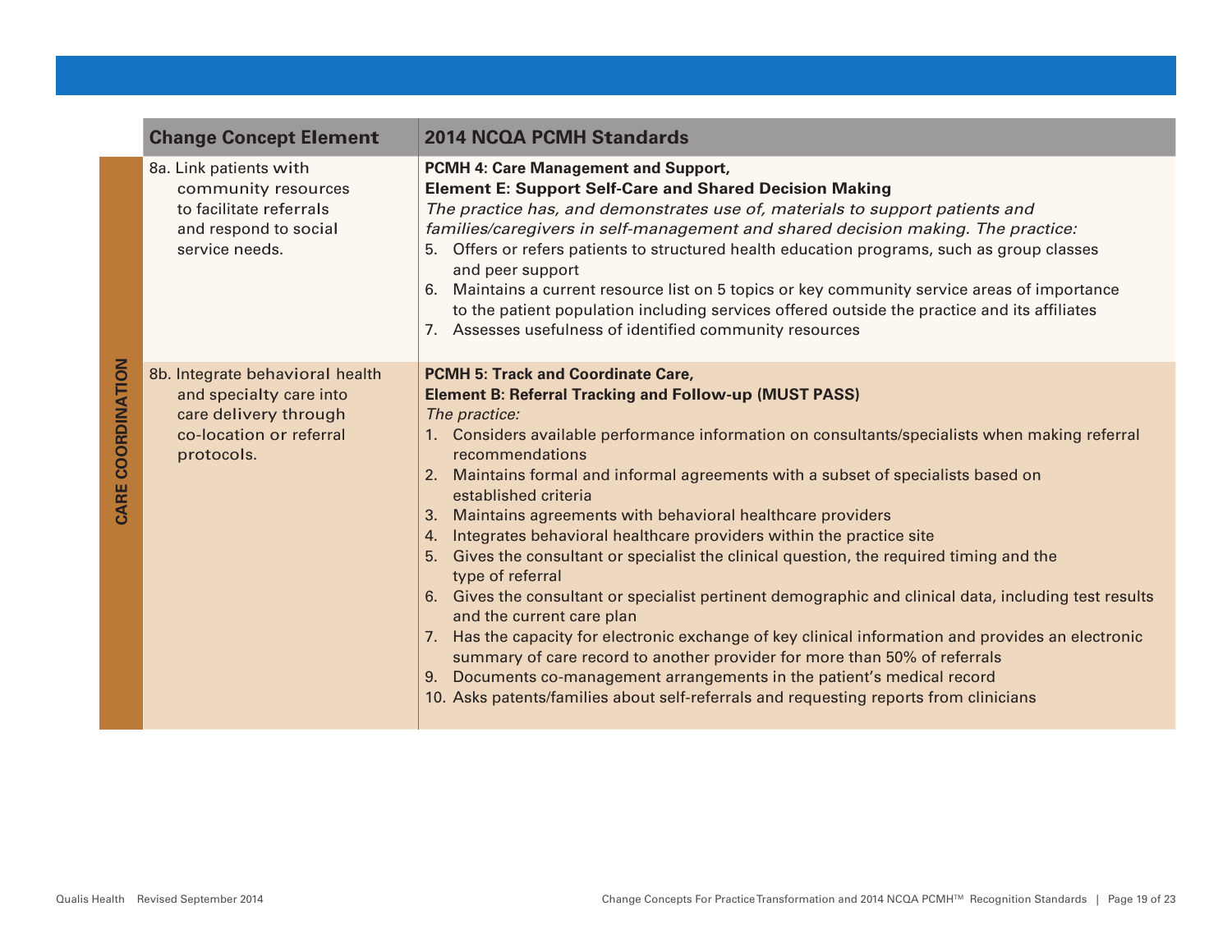| | Change Concept Element | 2014 NCQA PCMH Standards |
|---|---|---|
| CARE COORDINATION | 8a. Link patients with community resources to facilitate referrals and respond to social service needs. | **PCMH 4: Care Management and Support,** <br> **Element E: Support Self-Care and Shared Decision Making** <br> *The practice has, and demonstrates use of, materials to support patients and families/caregivers in self-management and shared decision making. The practice:* <br> 5. Offers or refers patients to structured health education programs, such as group classes and peer support <br> 6. Maintains a current resource list on 5 topics or key community service areas of importance to the patient population including services offered outside the practice and its affiliates <br> 7. Assesses usefulness of identified community resources |
| | 8b. Integrate behavioral health and specialty care into care delivery through co-location or referral protocols. | **PCMH 5: Track and Coordinate Care,** <br> **Element B: Referral Tracking and Follow-up (MUST PASS)** <br> *The practice:* <br> 1. Considers available performance information on consultants/specialists when making referral recommendations <br> 2. Maintains formal and informal agreements with a subset of specialists based on established criteria <br> 3. Maintains agreements with behavioral healthcare providers <br> 4. Integrates behavioral healthcare providers within the practice site <br> 5. Gives the consultant or specialist the clinical question, the required timing and the type of referral <br> 6. Gives the consultant or specialist pertinent demographic and clinical data, including test results and the current care plan <br> 7. Has the capacity for electronic exchange of key clinical information and provides an electronic summary of care record to another provider for more than 50% of referrals <br> 9. Documents co-management arrangements in the patient's medical record <br> 10. Asks patents/families about self-referrals and requesting reports from clinicians |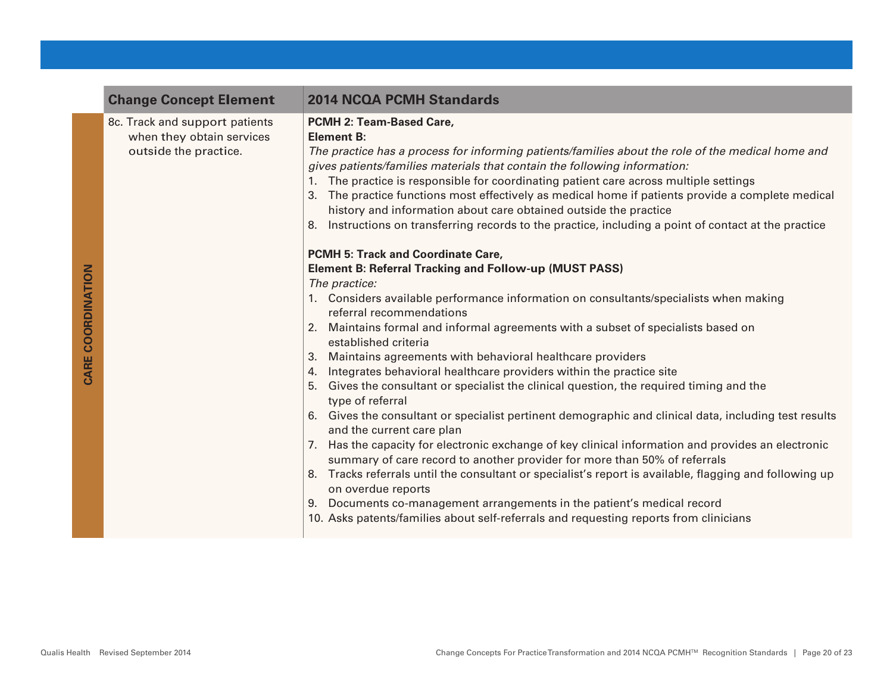| | Change Concept Element | 2014 NCQA PCMH Standards |
|---|---|---|
| **CARE COORDINATION** | 8c. Track and support patients when they obtain services outside the practice. | **PCMH 2: Team-Based Care,**<br>**Element B:**<br>*The practice has a process for informing patients/families about the role of the medical home and gives patients/families materials that contain the following information:*<br>1. The practice is responsible for coordinating patient care across multiple settings<br>3. The practice functions most effectively as medical home if patients provide a complete medical history and information about care obtained outside the practice<br>8. Instructions on transferring records to the practice, including a point of contact at the practice<br><br>**PCMH 5: Track and Coordinate Care,**<br>**Element B: Referral Tracking and Follow-up (MUST PASS)**<br>*The practice:*<br>1. Considers available performance information on consultants/specialists when making referral recommendations<br>2. Maintains formal and informal agreements with a subset of specialists based on established criteria<br>3. Maintains agreements with behavioral healthcare providers<br>4. Integrates behavioral healthcare providers within the practice site<br>5. Gives the consultant or specialist the clinical question, the required timing and the type of referral<br>6. Gives the consultant or specialist pertinent demographic and clinical data, including test results and the current care plan<br>7. Has the capacity for electronic exchange of key clinical information and provides an electronic summary of care record to another provider for more than 50% of referrals<br>8. Tracks referrals until the consultant or specialist's report is available, flagging and following up on overdue reports<br>9. Documents co-management arrangements in the patient's medical record<br>10. Asks patents/families about self-referrals and requesting reports from clinicians |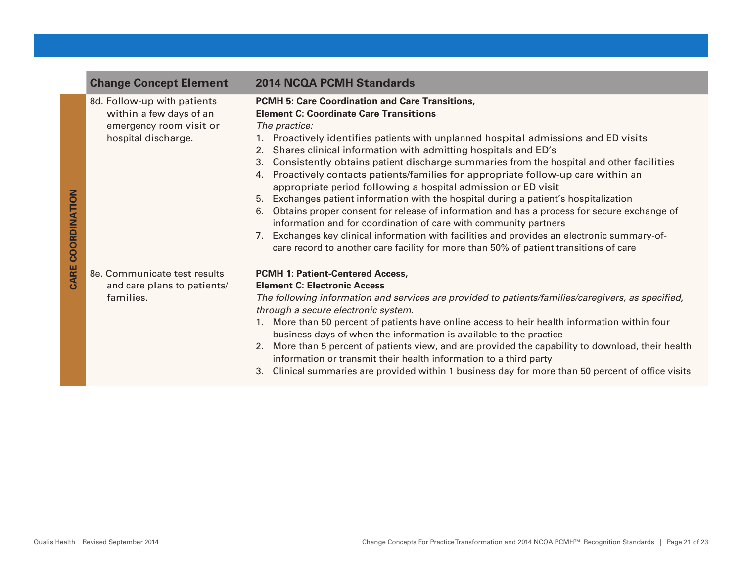| | Change Concept Element | 2014 NCQA PCMH Standards |
|---|---|---|
| CARE COORDINATION | 8d. Follow-up with patients within a few days of an emergency room visit or hospital discharge. | **PCMH 5: Care Coordination and Care Transitions,**<br>**Element C: Coordinate Care Transitions**<br>*The practice:*<br>1. Proactively identifies patients with unplanned hospital admissions and ED visits<br>2. Shares clinical information with admitting hospitals and ED's<br>3. Consistently obtains patient discharge summaries from the hospital and other facilities<br>4. Proactively contacts patients/families for appropriate follow-up care within an appropriate period following a hospital admission or ED visit<br>5. Exchanges patient information with the hospital during a patient's hospitalization<br>6. Obtains proper consent for release of information and has a process for secure exchange of information and for coordination of care with community partners<br>7. Exchanges key clinical information with facilities and provides an electronic summary-of-care record to another care facility for more than 50% of patient transitions of care |
| | 8e. Communicate test results and care plans to patients/ families. | **PCMH 1: Patient-Centered Access,**<br>**Element C: Electronic Access**<br>*The following information and services are provided to patients/families/caregivers, as specified, through a secure electronic system.*<br>1. More than 50 percent of patients have online access to heir health information within four business days of when the information is available to the practice<br>2. More than 5 percent of patients view, and are provided the capability to download, their health information or transmit their health information to a third party<br>3. Clinical summaries are provided within 1 business day for more than 50 percent of office visits |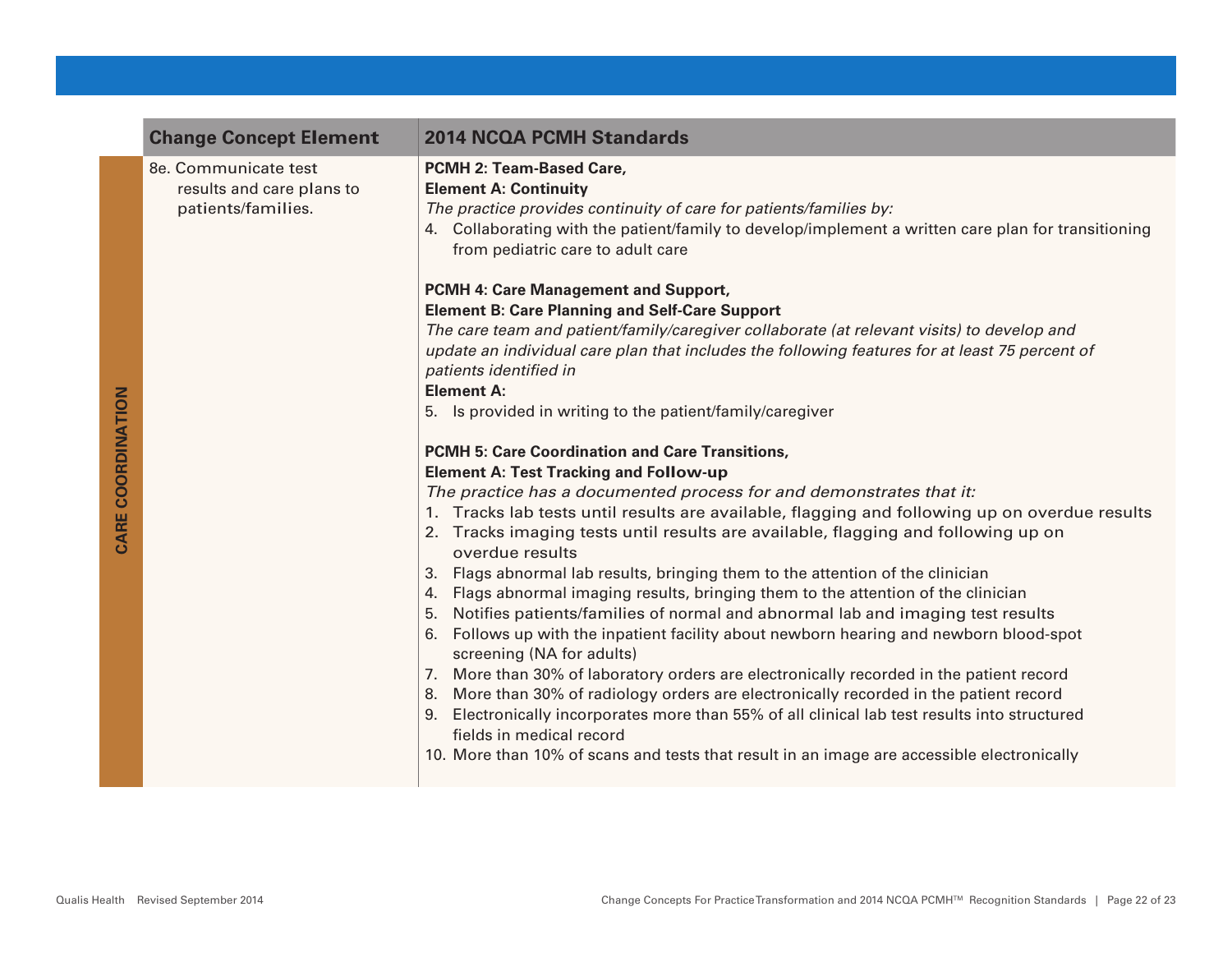| | Change Concept Element | 2014 NCQA PCMH Standards |
|---|---|---|
| CARE COORDINATION | 8e. Communicate test results and care plans to patients/families. | **PCMH 2: Team-Based Care,**<br>**Element A: Continuity**<br>*The practice provides continuity of care for patients/families by:*<br>4. Collaborating with the patient/family to develop/implement a written care plan for transitioning from pediatric care to adult care<br><br>**PCMH 4: Care Management and Support,**<br>**Element B: Care Planning and Self-Care Support**<br>*The care team and patient/family/caregiver collaborate (at relevant visits) to develop and update an individual care plan that includes the following features for at least 75 percent of patients identified in*<br>**Element A:**<br>5. Is provided in writing to the patient/family/caregiver<br><br>**PCMH 5: Care Coordination and Care Transitions,**<br>**Element A: Test Tracking and Follow-up**<br>*The practice has a documented process for and demonstrates that it:*<br>1. Tracks lab tests until results are available, flagging and following up on overdue results<br>2. Tracks imaging tests until results are available, flagging and following up on overdue results<br>3. Flags abnormal lab results, bringing them to the attention of the clinician<br>4. Flags abnormal imaging results, bringing them to the attention of the clinician<br>5. Notifies patients/families of normal and abnormal lab and imaging test results<br>6. Follows up with the inpatient facility about newborn hearing and newborn blood-spot screening (NA for adults)<br>7. More than 30% of laboratory orders are electronically recorded in the patient record<br>8. More than 30% of radiology orders are electronically recorded in the patient record<br>9. Electronically incorporates more than 55% of all clinical lab test results into structured fields in medical record<br>10. More than 10% of scans and tests that result in an image are accessible electronically |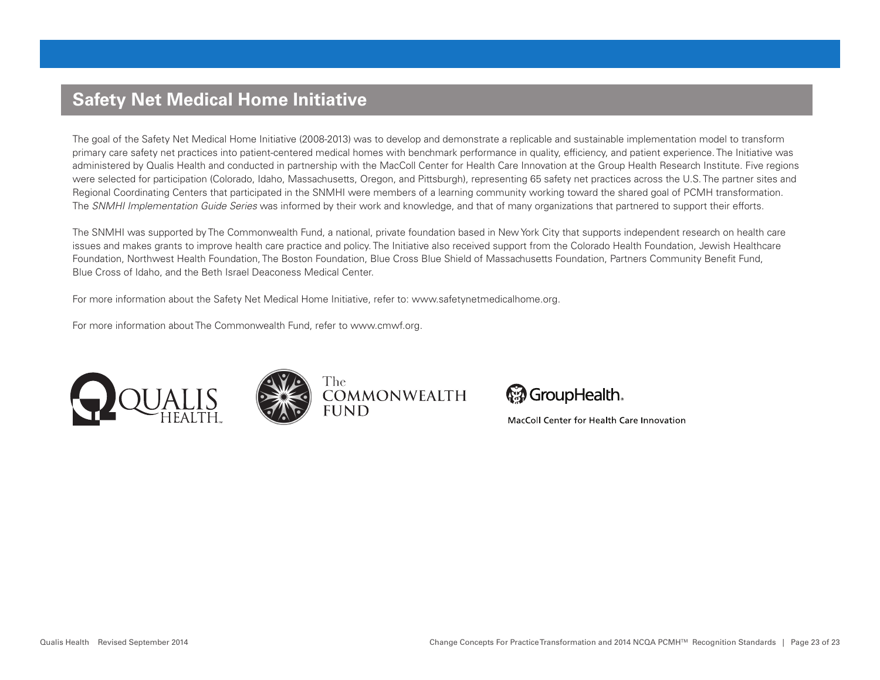## Safety Net Medical Home Initiative

The goal of the Safety Net Medical Home Initiative (2008-2013) was to develop and demonstrate a replicable and sustainable implementation model to transform primary care safety net practices into patient-centered medical homes with benchmark performance in quality, efficiency, and patient experience. The Initiative was administered by Qualis Health and conducted in partnership with the MacColl Center for Health Care Innovation at the Group Health Research Institute. Five regions were selected for participation (Colorado, Idaho, Massachusetts, Oregon, and Pittsburgh), representing 65 safety net practices across the U.S. The partner sites and Regional Coordinating Centers that participated in the SNMHI were members of a learning community working toward the shared goal of PCMH transformation. The *SNMHI Implementation Guide Series* was informed by their work and knowledge, and that of many organizations that partnered to support their efforts.

The SNMHI was supported by The Commonwealth Fund, a national, private foundation based in New York City that supports independent research on health care issues and makes grants to improve health care practice and policy. The Initiative also received support from the Colorado Health Foundation, Jewish Healthcare Foundation, Northwest Health Foundation, The Boston Foundation, Blue Cross Blue Shield of Massachusetts Foundation, Partners Community Benefit Fund, Blue Cross of Idaho, and the Beth Israel Deaconess Medical Center.

For more information about the Safety Net Medical Home Initiative, refer to: www.safetynetmedicalhome.org.

For more information about The Commonwealth Fund, refer to www.cmwf.org.

QUALIS HEALTH

The COMMONWEALTH FUND

GroupHealth.
MacColl Center for Health Care Innovation